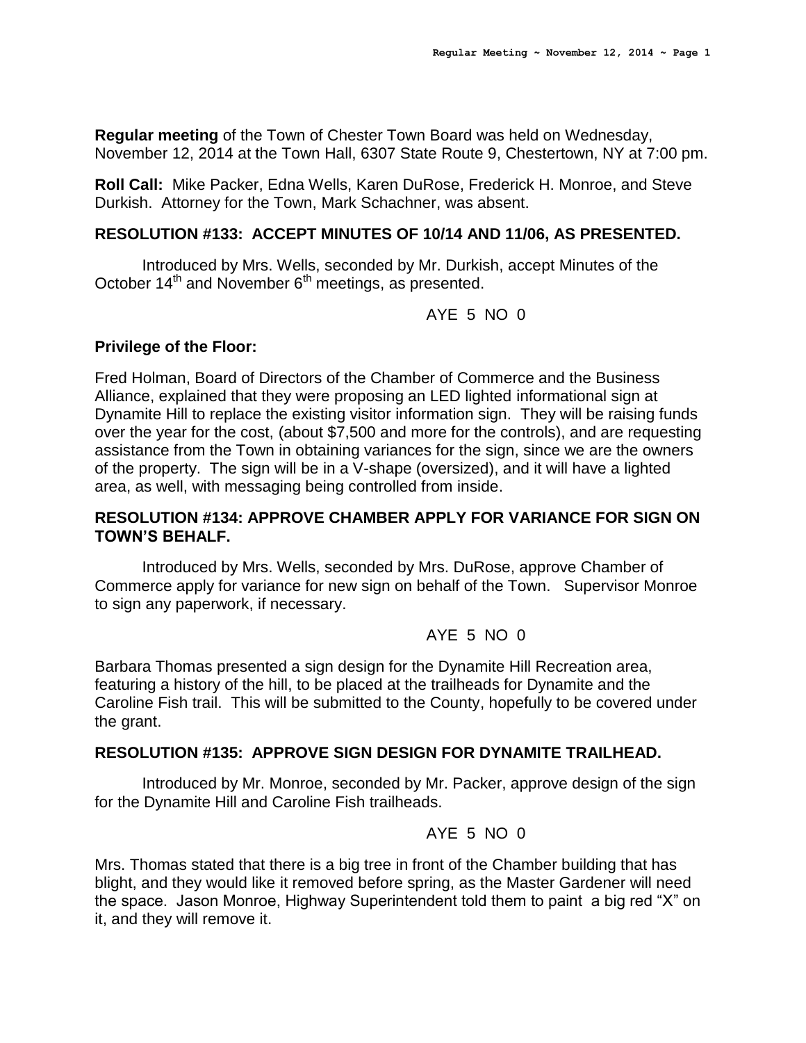**Regular meeting** of the Town of Chester Town Board was held on Wednesday, November 12, 2014 at the Town Hall, 6307 State Route 9, Chestertown, NY at 7:00 pm.

**Roll Call:** Mike Packer, Edna Wells, Karen DuRose, Frederick H. Monroe, and Steve Durkish. Attorney for the Town, Mark Schachner, was absent.

**RESOLUTION #133: ACCEPT MINUTES OF 10/14 AND 11/06, AS PRESENTED.**

Introduced by Mrs. Wells, seconded by Mr. Durkish, accept Minutes of the October 14th and November 6th meetings, as presented.

AYE 5 NO 0

**Privilege of the Floor:**

Fred Holman, Board of Directors of the Chamber of Commerce and the Business Alliance, explained that they were proposing an LED lighted informational sign at Dynamite Hill to replace the existing visitor information sign. They will be raising funds over the year for the cost, (about $7,500 and more for the controls), and are requesting assistance from the Town in obtaining variances for the sign, since we are the owners of the property. The sign will be in a V-shape (oversized), and it will have a lighted area, as well, with messaging being controlled from inside.

**RESOLUTION #134: APPROVE CHAMBER APPLY FOR VARIANCE FOR SIGN ON TOWN'S BEHALF.**

Introduced by Mrs. Wells, seconded by Mrs. DuRose, approve Chamber of Commerce apply for variance for new sign on behalf of the Town. Supervisor Monroe to sign any paperwork, if necessary.

AYE 5 NO 0

Barbara Thomas presented a sign design for the Dynamite Hill Recreation area, featuring a history of the hill, to be placed at the trailheads for Dynamite and the Caroline Fish trail. This will be submitted to the County, hopefully to be covered under the grant.

**RESOLUTION #135: APPROVE SIGN DESIGN FOR DYNAMITE TRAILHEAD.**

Introduced by Mr. Monroe, seconded by Mr. Packer, approve design of the sign for the Dynamite Hill and Caroline Fish trailheads.

AYE 5 NO 0

Mrs. Thomas stated that there is a big tree in front of the Chamber building that has blight, and they would like it removed before spring, as the Master Gardener will need the space. Jason Monroe, Highway Superintendent told them to paint a big red "X" on it, and they will remove it.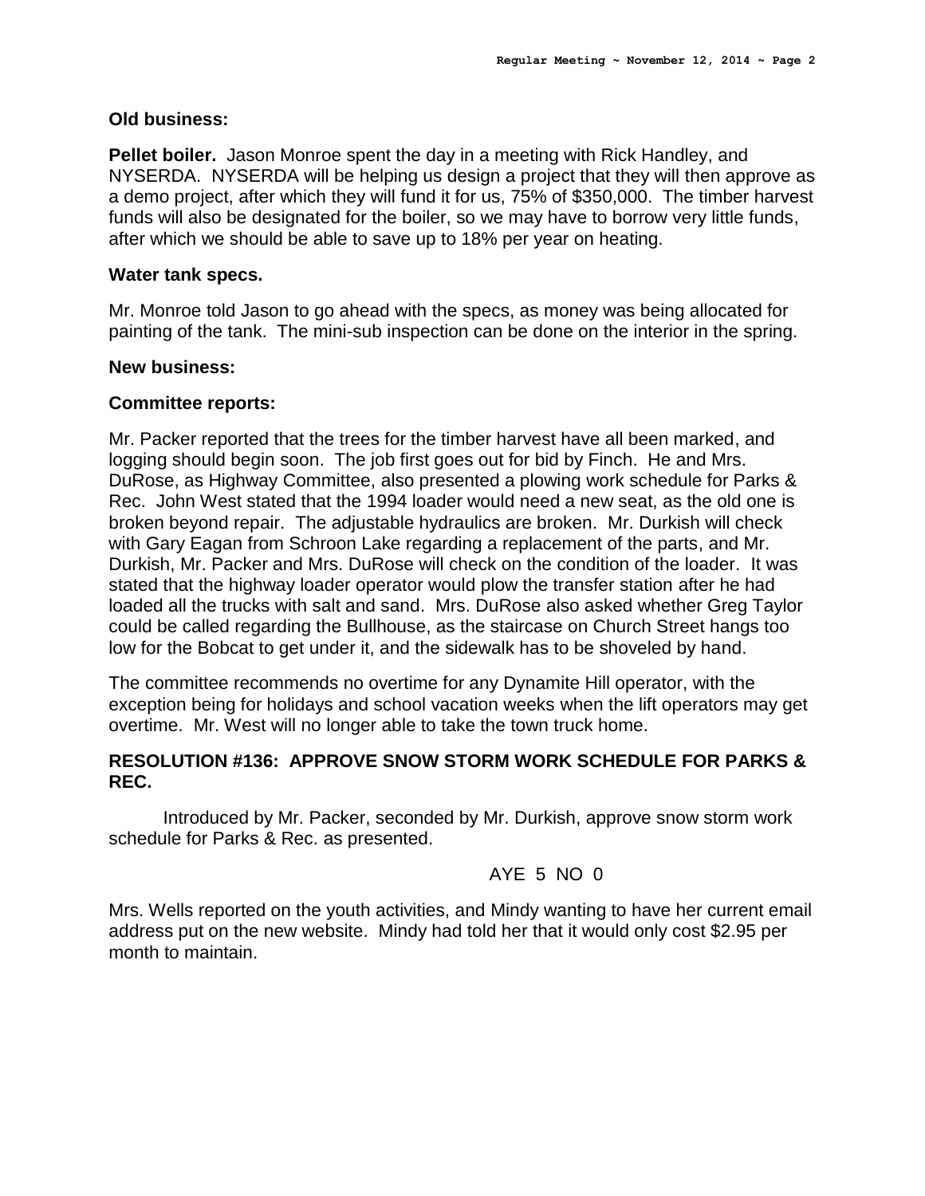**Old business:**

**Pellet boiler.** Jason Monroe spent the day in a meeting with Rick Handley, and NYSERDA. NYSERDA will be helping us design a project that they will then approve as a demo project, after which they will fund it for us, 75% of $350,000. The timber harvest funds will also be designated for the boiler, so we may have to borrow very little funds, after which we should be able to save up to 18% per year on heating.

**Water tank specs.**

Mr. Monroe told Jason to go ahead with the specs, as money was being allocated for painting of the tank. The mini-sub inspection can be done on the interior in the spring.

**New business:**

**Committee reports:**

Mr. Packer reported that the trees for the timber harvest have all been marked, and logging should begin soon. The job first goes out for bid by Finch. He and Mrs. DuRose, as Highway Committee, also presented a plowing work schedule for Parks & Rec. John West stated that the 1994 loader would need a new seat, as the old one is broken beyond repair. The adjustable hydraulics are broken. Mr. Durkish will check with Gary Eagan from Schroon Lake regarding a replacement of the parts, and Mr. Durkish, Mr. Packer and Mrs. DuRose will check on the condition of the loader. It was stated that the highway loader operator would plow the transfer station after he had loaded all the trucks with salt and sand. Mrs. DuRose also asked whether Greg Taylor could be called regarding the Bullhouse, as the staircase on Church Street hangs too low for the Bobcat to get under it, and the sidewalk has to be shoveled by hand.

The committee recommends no overtime for any Dynamite Hill operator, with the exception being for holidays and school vacation weeks when the lift operators may get overtime. Mr. West will no longer able to take the town truck home.

**RESOLUTION #136: APPROVE SNOW STORM WORK SCHEDULE FOR PARKS & REC.**

Introduced by Mr. Packer, seconded by Mr. Durkish, approve snow storm work schedule for Parks & Rec. as presented.

AYE 5 NO 0

Mrs. Wells reported on the youth activities, and Mindy wanting to have her current email address put on the new website. Mindy had told her that it would only cost $2.95 per month to maintain.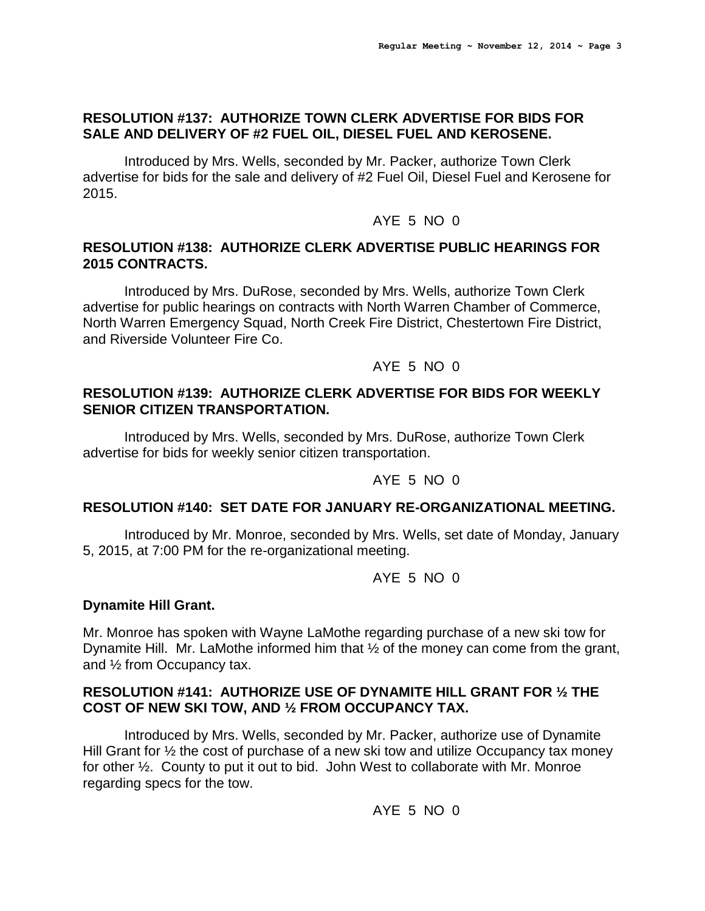**RESOLUTION #137: AUTHORIZE TOWN CLERK ADVERTISE FOR BIDS FOR SALE AND DELIVERY OF #2 FUEL OIL, DIESEL FUEL AND KEROSENE.**

Introduced by Mrs. Wells, seconded by Mr. Packer, authorize Town Clerk advertise for bids for the sale and delivery of #2 Fuel Oil, Diesel Fuel and Kerosene for 2015.

AYE 5 NO 0

**RESOLUTION #138: AUTHORIZE CLERK ADVERTISE PUBLIC HEARINGS FOR 2015 CONTRACTS.**

Introduced by Mrs. DuRose, seconded by Mrs. Wells, authorize Town Clerk advertise for public hearings on contracts with North Warren Chamber of Commerce, North Warren Emergency Squad, North Creek Fire District, Chestertown Fire District, and Riverside Volunteer Fire Co.

AYE 5 NO 0

**RESOLUTION #139: AUTHORIZE CLERK ADVERTISE FOR BIDS FOR WEEKLY SENIOR CITIZEN TRANSPORTATION.**

Introduced by Mrs. Wells, seconded by Mrs. DuRose, authorize Town Clerk advertise for bids for weekly senior citizen transportation.

AYE 5 NO 0

**RESOLUTION #140: SET DATE FOR JANUARY RE-ORGANIZATIONAL MEETING.**

Introduced by Mr. Monroe, seconded by Mrs. Wells, set date of Monday, January 5, 2015, at 7:00 PM for the re-organizational meeting.

AYE 5 NO 0

**Dynamite Hill Grant.**

Mr. Monroe has spoken with Wayne LaMothe regarding purchase of a new ski tow for Dynamite Hill. Mr. LaMothe informed him that ½ of the money can come from the grant, and ½ from Occupancy tax.

**RESOLUTION #141: AUTHORIZE USE OF DYNAMITE HILL GRANT FOR ½ THE COST OF NEW SKI TOW, AND ½ FROM OCCUPANCY TAX.**

Introduced by Mrs. Wells, seconded by Mr. Packer, authorize use of Dynamite Hill Grant for ½ the cost of purchase of a new ski tow and utilize Occupancy tax money for other ½. County to put it out to bid. John West to collaborate with Mr. Monroe regarding specs for the tow.

AYE 5 NO 0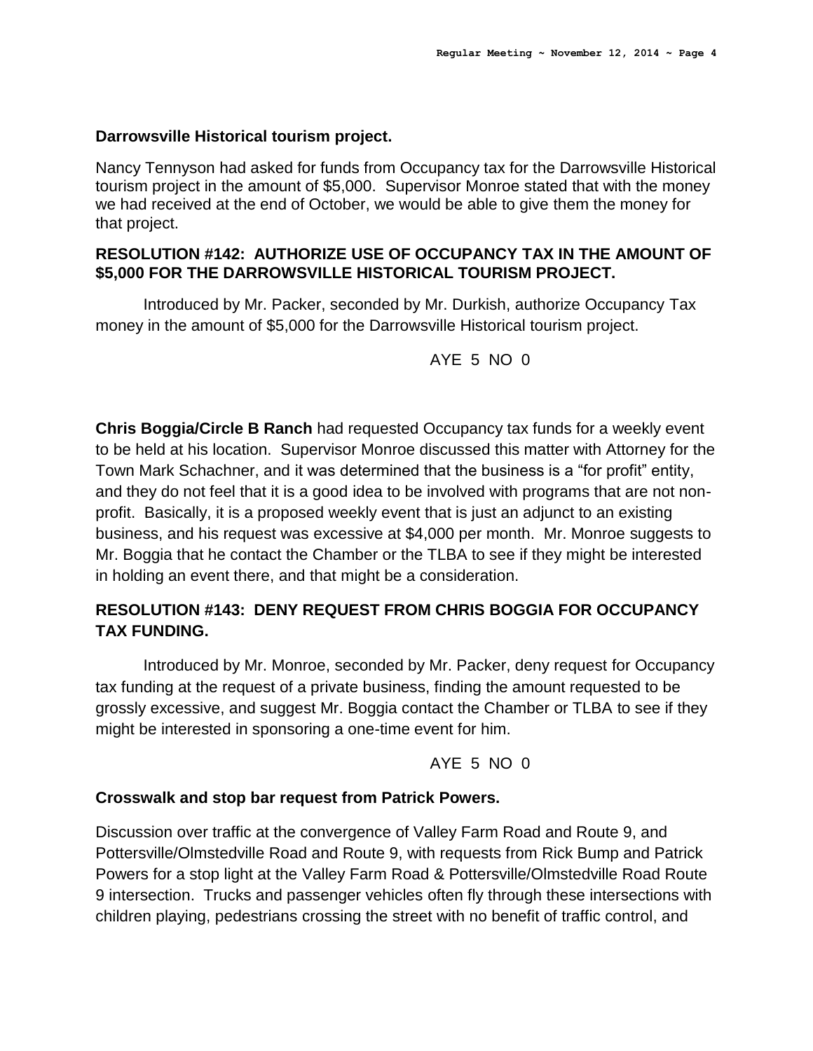**Darrowsville Historical tourism project.**

Nancy Tennyson had asked for funds from Occupancy tax for the Darrowsville Historical tourism project in the amount of $5,000. Supervisor Monroe stated that with the money we had received at the end of October, we would be able to give them the money for that project.

**RESOLUTION #142: AUTHORIZE USE OF OCCUPANCY TAX IN THE AMOUNT OF $5,000 FOR THE DARROWSVILLE HISTORICAL TOURISM PROJECT.**

Introduced by Mr. Packer, seconded by Mr. Durkish, authorize Occupancy Tax money in the amount of $5,000 for the Darrowsville Historical tourism project.

AYE 5 NO 0

**Chris Boggia/Circle B Ranch** had requested Occupancy tax funds for a weekly event to be held at his location. Supervisor Monroe discussed this matter with Attorney for the Town Mark Schachner, and it was determined that the business is a "for profit" entity, and they do not feel that it is a good idea to be involved with programs that are not non-profit. Basically, it is a proposed weekly event that is just an adjunct to an existing business, and his request was excessive at $4,000 per month. Mr. Monroe suggests to Mr. Boggia that he contact the Chamber or the TLBA to see if they might be interested in holding an event there, and that might be a consideration.

**RESOLUTION #143: DENY REQUEST FROM CHRIS BOGGIA FOR OCCUPANCY TAX FUNDING.**

Introduced by Mr. Monroe, seconded by Mr. Packer, deny request for Occupancy tax funding at the request of a private business, finding the amount requested to be grossly excessive, and suggest Mr. Boggia contact the Chamber or TLBA to see if they might be interested in sponsoring a one-time event for him.

AYE 5 NO 0

**Crosswalk and stop bar request from Patrick Powers.**

Discussion over traffic at the convergence of Valley Farm Road and Route 9, and Pottersville/Olmstedville Road and Route 9, with requests from Rick Bump and Patrick Powers for a stop light at the Valley Farm Road & Pottersville/Olmstedville Road Route 9 intersection. Trucks and passenger vehicles often fly through these intersections with children playing, pedestrians crossing the street with no benefit of traffic control, and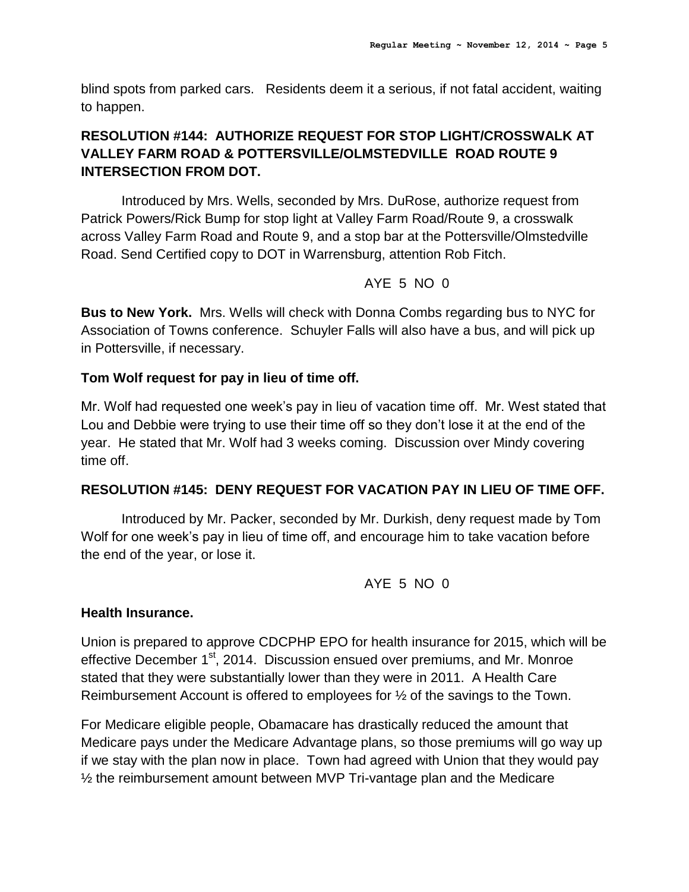blind spots from parked cars. Residents deem it a serious, if not fatal accident, waiting to happen.

**RESOLUTION #144: AUTHORIZE REQUEST FOR STOP LIGHT/CROSSWALK AT VALLEY FARM ROAD & POTTERSVILLE/OLMSTEDVILLE ROAD ROUTE 9 INTERSECTION FROM DOT.**

Introduced by Mrs. Wells, seconded by Mrs. DuRose, authorize request from Patrick Powers/Rick Bump for stop light at Valley Farm Road/Route 9, a crosswalk across Valley Farm Road and Route 9, and a stop bar at the Pottersville/Olmstedville Road. Send Certified copy to DOT in Warrensburg, attention Rob Fitch.

AYE 5 NO 0

**Bus to New York.** Mrs. Wells will check with Donna Combs regarding bus to NYC for Association of Towns conference. Schuyler Falls will also have a bus, and will pick up in Pottersville, if necessary.

**Tom Wolf request for pay in lieu of time off.**

Mr. Wolf had requested one week's pay in lieu of vacation time off. Mr. West stated that Lou and Debbie were trying to use their time off so they don't lose it at the end of the year. He stated that Mr. Wolf had 3 weeks coming. Discussion over Mindy covering time off.

**RESOLUTION #145: DENY REQUEST FOR VACATION PAY IN LIEU OF TIME OFF.**

Introduced by Mr. Packer, seconded by Mr. Durkish, deny request made by Tom Wolf for one week's pay in lieu of time off, and encourage him to take vacation before the end of the year, or lose it.

AYE 5 NO 0

**Health Insurance.**

Union is prepared to approve CDCPHP EPO for health insurance for 2015, which will be effective December 1st, 2014. Discussion ensued over premiums, and Mr. Monroe stated that they were substantially lower than they were in 2011. A Health Care Reimbursement Account is offered to employees for ½ of the savings to the Town.

For Medicare eligible people, Obamacare has drastically reduced the amount that Medicare pays under the Medicare Advantage plans, so those premiums will go way up if we stay with the plan now in place. Town had agreed with Union that they would pay ½ the reimbursement amount between MVP Tri-vantage plan and the Medicare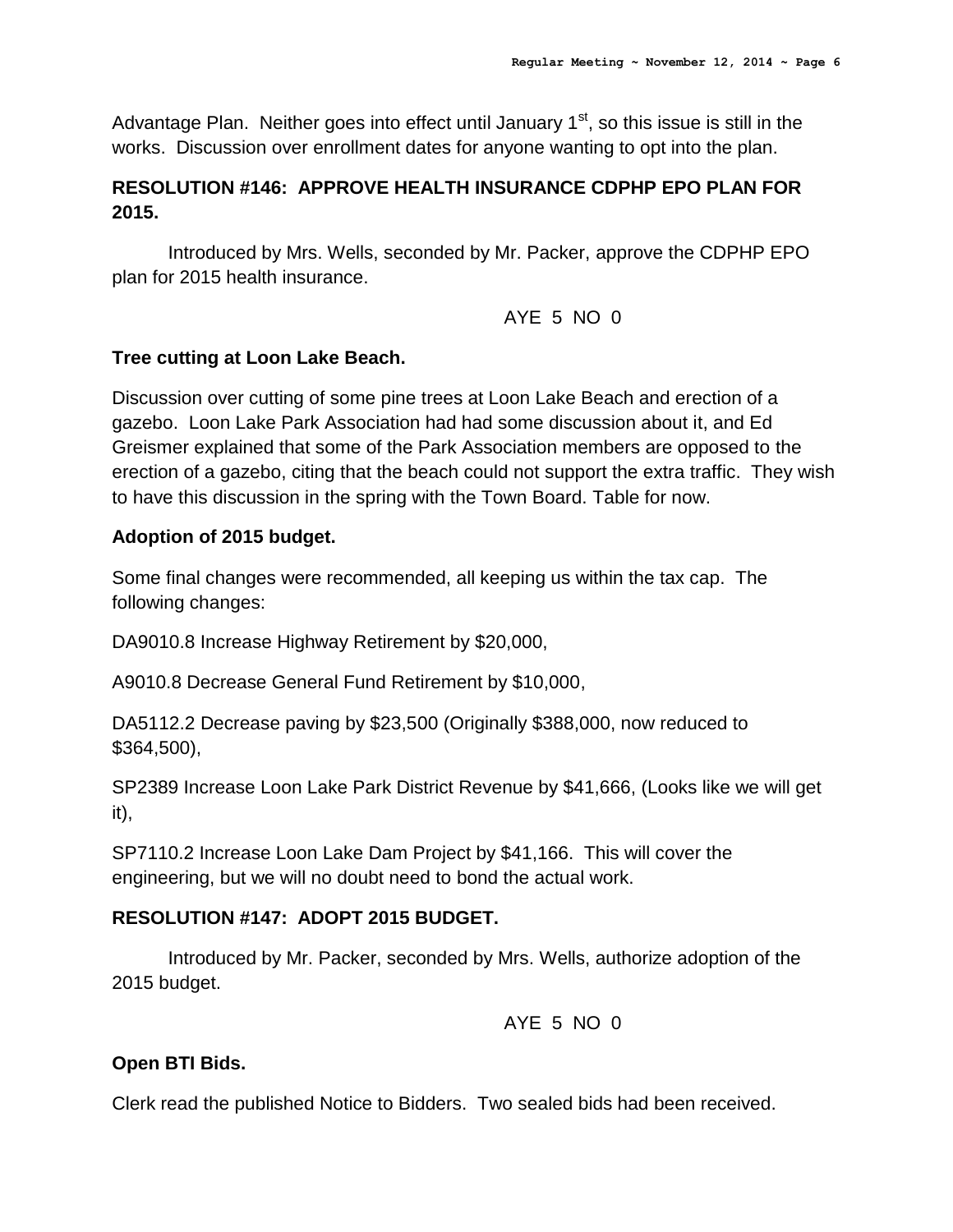Advantage Plan. Neither goes into effect until January 1st, so this issue is still in the works. Discussion over enrollment dates for anyone wanting to opt into the plan.

**RESOLUTION #146: APPROVE HEALTH INSURANCE CDPHP EPO PLAN FOR 2015.**

Introduced by Mrs. Wells, seconded by Mr. Packer, approve the CDPHP EPO plan for 2015 health insurance.

AYE 5 NO 0

**Tree cutting at Loon Lake Beach.**

Discussion over cutting of some pine trees at Loon Lake Beach and erection of a gazebo. Loon Lake Park Association had had some discussion about it, and Ed Greismer explained that some of the Park Association members are opposed to the erection of a gazebo, citing that the beach could not support the extra traffic. They wish to have this discussion in the spring with the Town Board. Table for now.

**Adoption of 2015 budget.**

Some final changes were recommended, all keeping us within the tax cap. The following changes:

DA9010.8 Increase Highway Retirement by $20,000,

A9010.8 Decrease General Fund Retirement by $10,000,

DA5112.2 Decrease paving by $23,500 (Originally $388,000, now reduced to $364,500),

SP2389 Increase Loon Lake Park District Revenue by $41,666, (Looks like we will get it),

SP7110.2 Increase Loon Lake Dam Project by $41,166. This will cover the engineering, but we will no doubt need to bond the actual work.

**RESOLUTION #147: ADOPT 2015 BUDGET.**

Introduced by Mr. Packer, seconded by Mrs. Wells, authorize adoption of the 2015 budget.

AYE 5 NO 0

**Open BTI Bids.**

Clerk read the published Notice to Bidders. Two sealed bids had been received.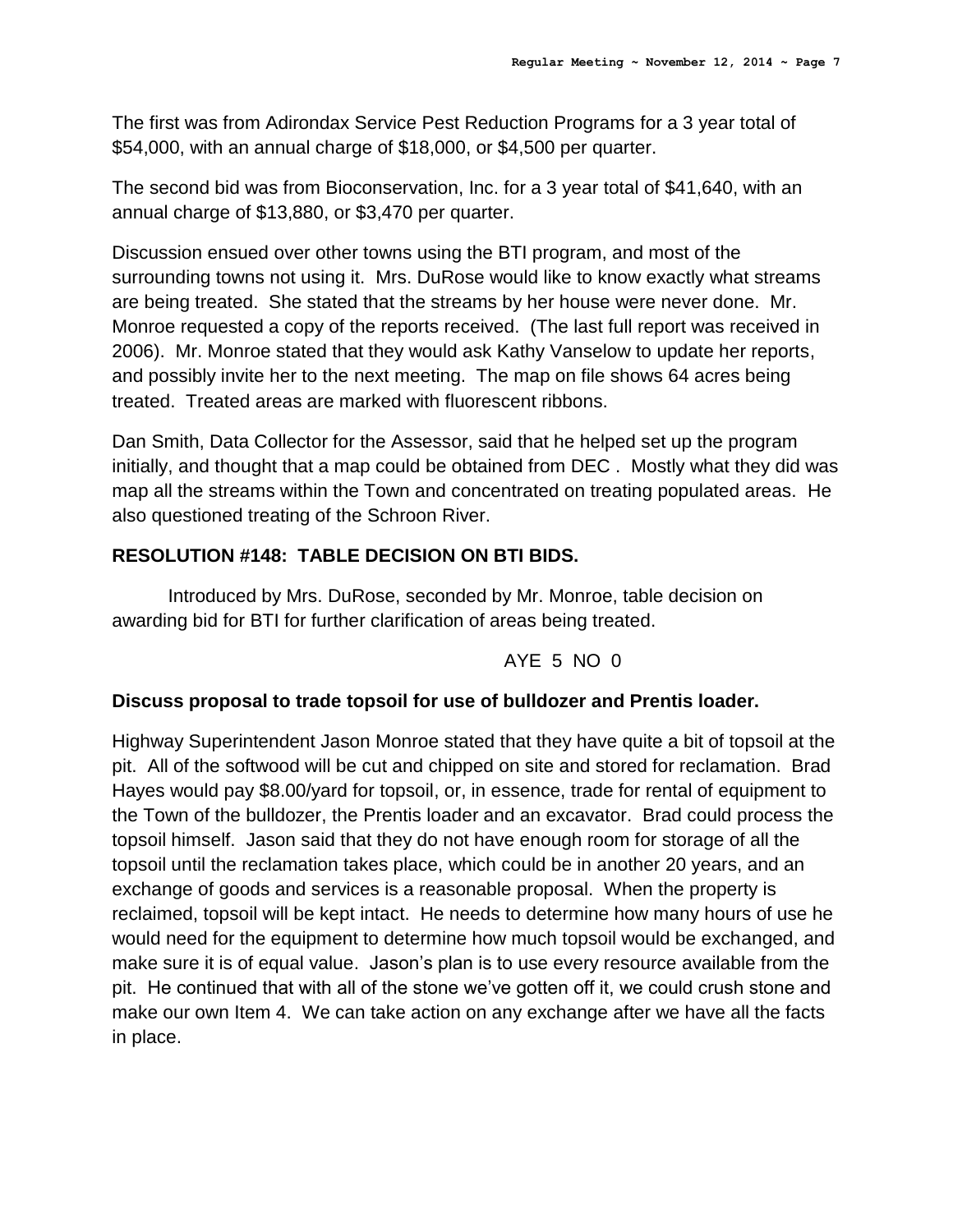The first was from Adirondax Service Pest Reduction Programs for a 3 year total of $54,000, with an annual charge of $18,000, or $4,500 per quarter.

The second bid was from Bioconservation, Inc. for a 3 year total of $41,640, with an annual charge of $13,880, or $3,470 per quarter.

Discussion ensued over other towns using the BTI program, and most of the surrounding towns not using it. Mrs. DuRose would like to know exactly what streams are being treated. She stated that the streams by her house were never done. Mr. Monroe requested a copy of the reports received. (The last full report was received in 2006). Mr. Monroe stated that they would ask Kathy Vanselow to update her reports, and possibly invite her to the next meeting. The map on file shows 64 acres being treated. Treated areas are marked with fluorescent ribbons.

Dan Smith, Data Collector for the Assessor, said that he helped set up the program initially, and thought that a map could be obtained from DEC . Mostly what they did was map all the streams within the Town and concentrated on treating populated areas. He also questioned treating of the Schroon River.

**RESOLUTION #148: TABLE DECISION ON BTI BIDS.**

Introduced by Mrs. DuRose, seconded by Mr. Monroe, table decision on awarding bid for BTI for further clarification of areas being treated.

AYE 5 NO 0

**Discuss proposal to trade topsoil for use of bulldozer and Prentis loader.**

Highway Superintendent Jason Monroe stated that they have quite a bit of topsoil at the pit. All of the softwood will be cut and chipped on site and stored for reclamation. Brad Hayes would pay $8.00/yard for topsoil, or, in essence, trade for rental of equipment to the Town of the bulldozer, the Prentis loader and an excavator. Brad could process the topsoil himself. Jason said that they do not have enough room for storage of all the topsoil until the reclamation takes place, which could be in another 20 years, and an exchange of goods and services is a reasonable proposal. When the property is reclaimed, topsoil will be kept intact. He needs to determine how many hours of use he would need for the equipment to determine how much topsoil would be exchanged, and make sure it is of equal value. Jason's plan is to use every resource available from the pit. He continued that with all of the stone we've gotten off it, we could crush stone and make our own Item 4. We can take action on any exchange after we have all the facts in place.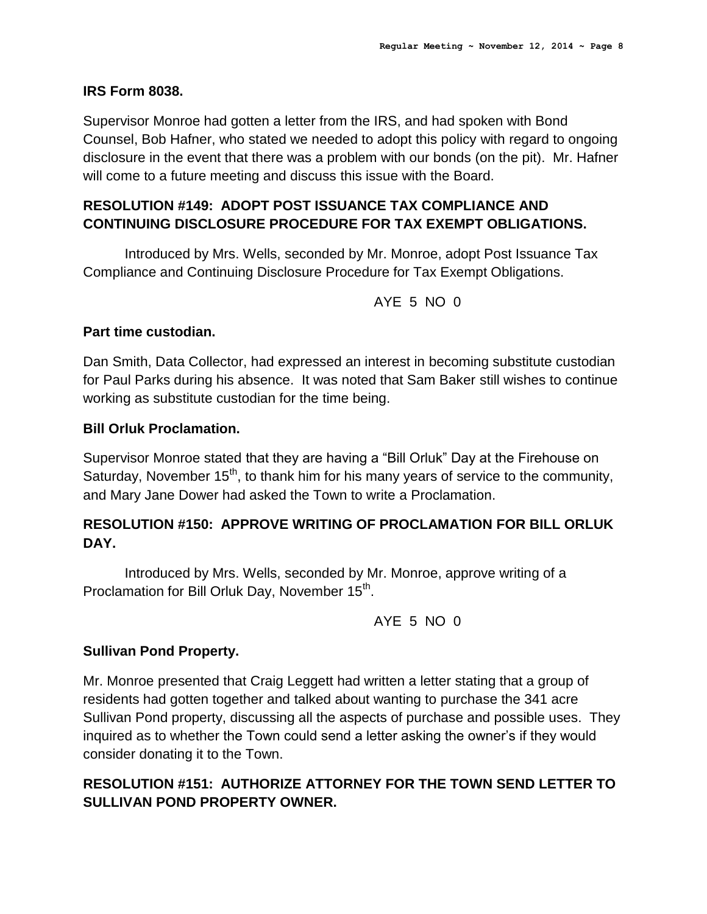**IRS Form 8038.**

Supervisor Monroe had gotten a letter from the IRS, and had spoken with Bond Counsel, Bob Hafner, who stated we needed to adopt this policy with regard to ongoing disclosure in the event that there was a problem with our bonds (on the pit). Mr. Hafner will come to a future meeting and discuss this issue with the Board.

**RESOLUTION #149: ADOPT POST ISSUANCE TAX COMPLIANCE AND CONTINUING DISCLOSURE PROCEDURE FOR TAX EXEMPT OBLIGATIONS.**

Introduced by Mrs. Wells, seconded by Mr. Monroe, adopt Post Issuance Tax Compliance and Continuing Disclosure Procedure for Tax Exempt Obligations.

AYE 5 NO 0

**Part time custodian.**

Dan Smith, Data Collector, had expressed an interest in becoming substitute custodian for Paul Parks during his absence. It was noted that Sam Baker still wishes to continue working as substitute custodian for the time being.

**Bill Orluk Proclamation.**

Supervisor Monroe stated that they are having a "Bill Orluk" Day at the Firehouse on Saturday, November 15th, to thank him for his many years of service to the community, and Mary Jane Dower had asked the Town to write a Proclamation.

**RESOLUTION #150: APPROVE WRITING OF PROCLAMATION FOR BILL ORLUK DAY.**

Introduced by Mrs. Wells, seconded by Mr. Monroe, approve writing of a Proclamation for Bill Orluk Day, November 15th.

AYE 5 NO 0

**Sullivan Pond Property.**

Mr. Monroe presented that Craig Leggett had written a letter stating that a group of residents had gotten together and talked about wanting to purchase the 341 acre Sullivan Pond property, discussing all the aspects of purchase and possible uses. They inquired as to whether the Town could send a letter asking the owner's if they would consider donating it to the Town.

**RESOLUTION #151: AUTHORIZE ATTORNEY FOR THE TOWN SEND LETTER TO SULLIVAN POND PROPERTY OWNER.**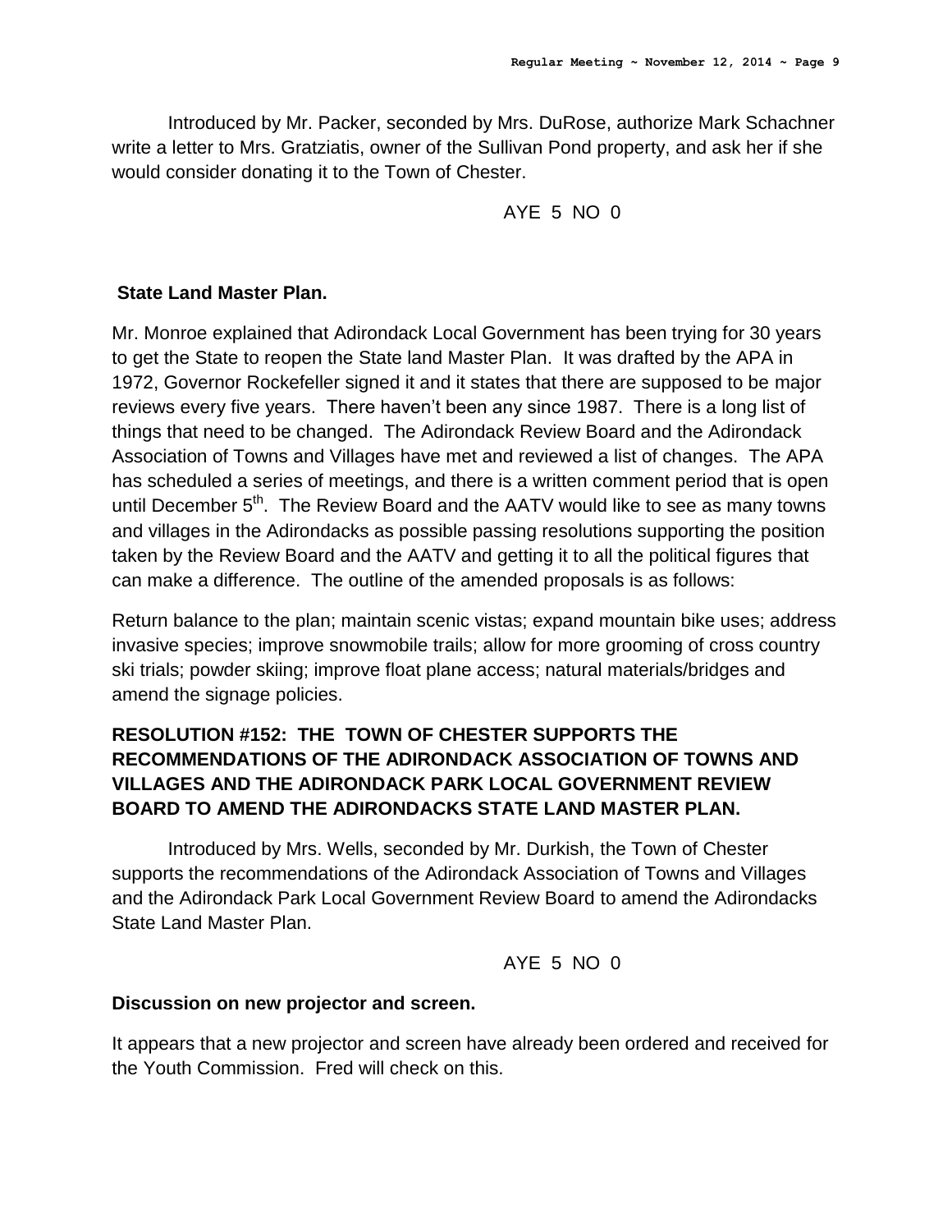Introduced by Mr. Packer, seconded by Mrs. DuRose, authorize Mark Schachner write a letter to Mrs. Gratziatis, owner of the Sullivan Pond property, and ask her if she would consider donating it to the Town of Chester.

AYE 5 NO 0

**State Land Master Plan.**

Mr. Monroe explained that Adirondack Local Government has been trying for 30 years to get the State to reopen the State land Master Plan. It was drafted by the APA in 1972, Governor Rockefeller signed it and it states that there are supposed to be major reviews every five years. There haven't been any since 1987. There is a long list of things that need to be changed. The Adirondack Review Board and the Adirondack Association of Towns and Villages have met and reviewed a list of changes. The APA has scheduled a series of meetings, and there is a written comment period that is open until December 5th. The Review Board and the AATV would like to see as many towns and villages in the Adirondacks as possible passing resolutions supporting the position taken by the Review Board and the AATV and getting it to all the political figures that can make a difference. The outline of the amended proposals is as follows:

Return balance to the plan; maintain scenic vistas; expand mountain bike uses; address invasive species; improve snowmobile trails; allow for more grooming of cross country ski trials; powder skiing; improve float plane access; natural materials/bridges and amend the signage policies.

**RESOLUTION #152: THE TOWN OF CHESTER SUPPORTS THE RECOMMENDATIONS OF THE ADIRONDACK ASSOCIATION OF TOWNS AND VILLAGES AND THE ADIRONDACK PARK LOCAL GOVERNMENT REVIEW BOARD TO AMEND THE ADIRONDACKS STATE LAND MASTER PLAN.**

Introduced by Mrs. Wells, seconded by Mr. Durkish, the Town of Chester supports the recommendations of the Adirondack Association of Towns and Villages and the Adirondack Park Local Government Review Board to amend the Adirondacks State Land Master Plan.

AYE 5 NO 0

**Discussion on new projector and screen.**

It appears that a new projector and screen have already been ordered and received for the Youth Commission. Fred will check on this.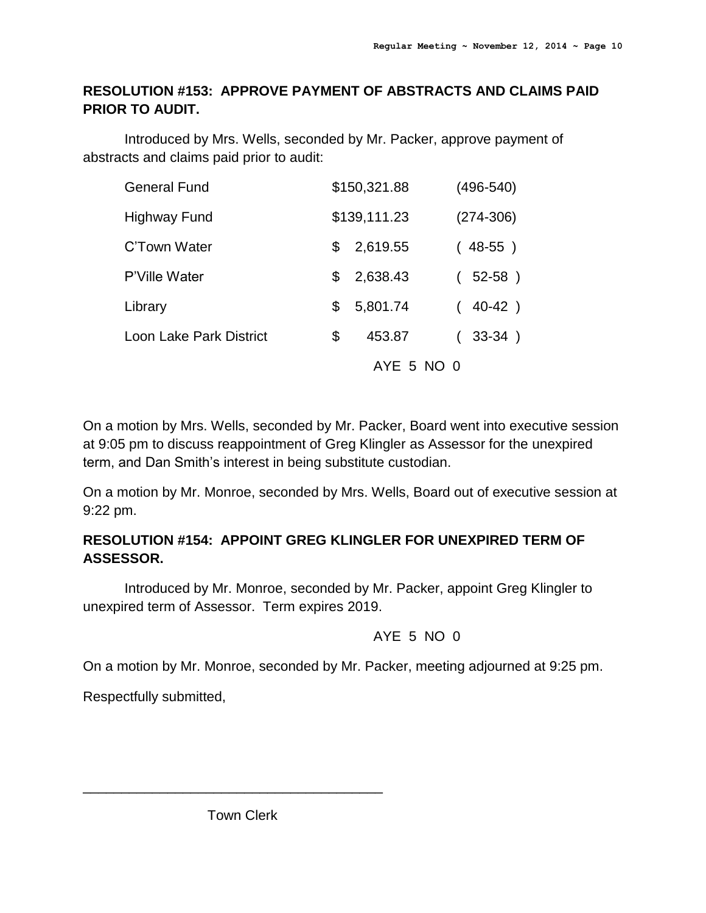**RESOLUTION #153: APPROVE PAYMENT OF ABSTRACTS AND CLAIMS PAID PRIOR TO AUDIT.**

Introduced by Mrs. Wells, seconded by Mr. Packer, approve payment of abstracts and claims paid prior to audit:

| | | |
|---|---|---|
| General Fund | $150,321.88 | (496-540) |
| Highway Fund | $139,111.23 | (274-306) |
| C'Town Water | $ 2,619.55 | ( 48-55 ) |
| P'Ville Water | $ 2,638.43 | ( 52-58 ) |
| Library | $ 5,801.74 | ( 40-42 ) |
| Loon Lake Park District | $ 453.87 | ( 33-34 ) |
| | AYE 5 NO 0 | |

On a motion by Mrs. Wells, seconded by Mr. Packer, Board went into executive session at 9:05 pm to discuss reappointment of Greg Klingler as Assessor for the unexpired term, and Dan Smith's interest in being substitute custodian.

On a motion by Mr. Monroe, seconded by Mrs. Wells, Board out of executive session at 9:22 pm.

**RESOLUTION #154: APPOINT GREG KLINGLER FOR UNEXPIRED TERM OF ASSESSOR.**

Introduced by Mr. Monroe, seconded by Mr. Packer, appoint Greg Klingler to unexpired term of Assessor. Term expires 2019.

AYE 5 NO 0

On a motion by Mr. Monroe, seconded by Mr. Packer, meeting adjourned at 9:25 pm.

Respectfully submitted,

\_\_\_\_\_\_\_\_\_\_\_\_\_\_\_\_\_\_\_\_\_\_\_\_\_\_\_\_\_\_\_\_\_\_\_\_\_\_\_\_

Town Clerk